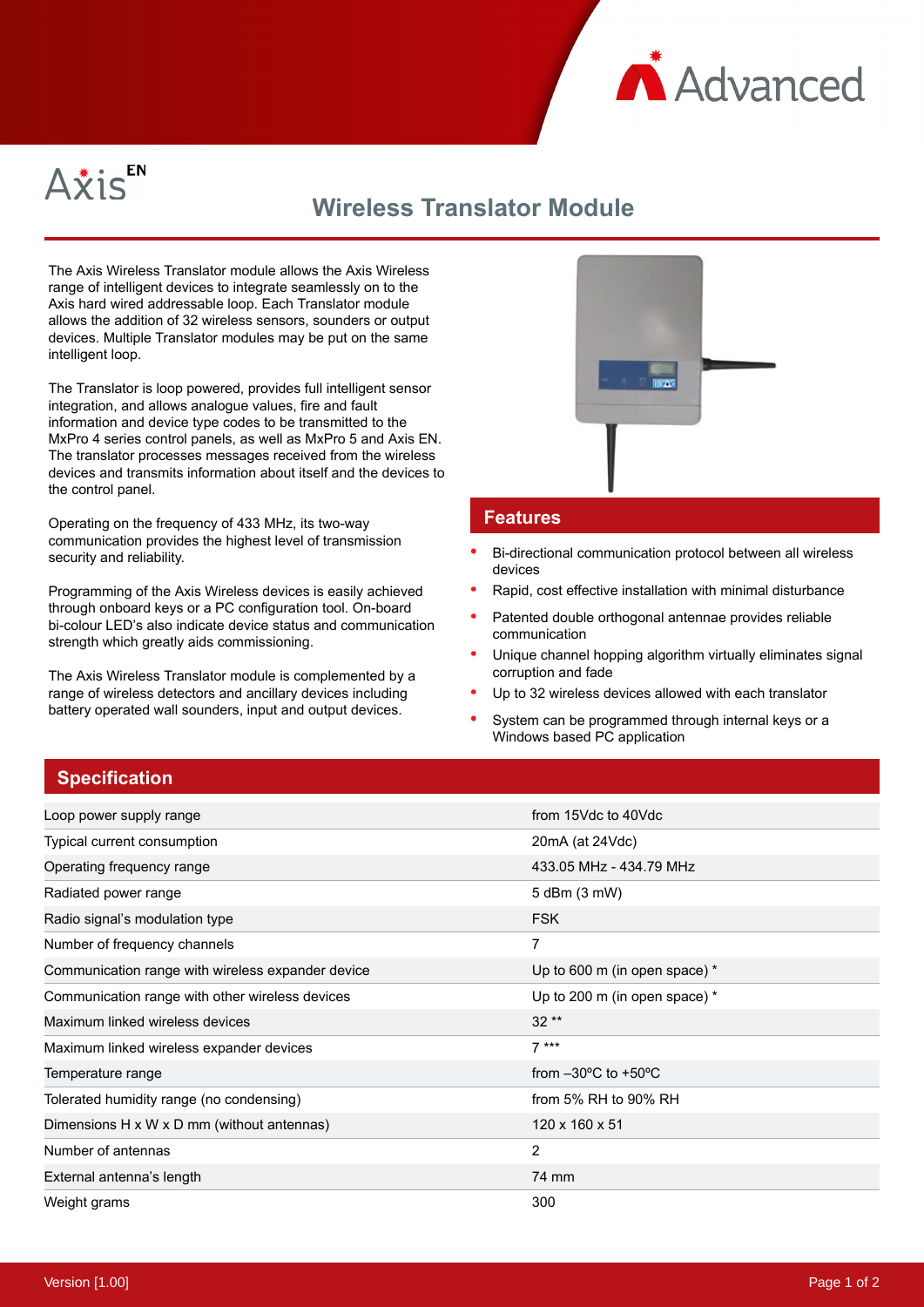Axis EN

# Wireless Translator Module

The Axis Wireless Translator module allows the Axis Wireless range of intelligent devices to integrate seamlessly on to the Axis hard wired addressable loop. Each Translator module allows the addition of 32 wireless sensors, sounders or output devices. Multiple Translator modules may be put on the same intelligent loop.

The Translator is loop powered, provides full intelligent sensor integration, and allows analogue values, fire and fault information and device type codes to be transmitted to the MxPro 4 series control panels, as well as MxPro 5 and Axis EN. The translator processes messages received from the wireless devices and transmits information about itself and the devices to the control panel.

Operating on the frequency of 433 MHz, its two-way communication provides the highest level of transmission security and reliability.

Programming of the Axis Wireless devices is easily achieved through onboard keys or a PC configuration tool. On-board bi-colour LED's also indicate device status and communication strength which greatly aids commissioning.

The Axis Wireless Translator module is complemented by a range of wireless detectors and ancillary devices including battery operated wall sounders, input and output devices.

## Features

- Bi-directional communication protocol between all wireless devices
- Rapid, cost effective installation with minimal disturbance
- Patented double orthogonal antennae provides reliable communication
- Unique channel hopping algorithm virtually eliminates signal corruption and fade
- Up to 32 wireless devices allowed with each translator
- System can be programmed through internal keys or a Windows based PC application

## Specification

| | |
|---|---|
| Loop power supply range | from 15Vdc to 40Vdc |
| Typical current consumption | 20mA (at 24Vdc) |
| Operating frequency range | 433.05 MHz - 434.79 MHz |
| Radiated power range | 5 dBm (3 mW) |
| Radio signal's modulation type | FSK |
| Number of frequency channels | 7 |
| Communication range with wireless expander device | Up to 600 m (in open space) * |
| Communication range with other wireless devices | Up to 200 m (in open space) * |
| Maximum linked wireless devices | 32 ** |
| Maximum linked wireless expander devices | 7 *** |
| Temperature range | from –30ºC to +50ºC |
| Tolerated humidity range (no condensing) | from 5% RH to 90% RH |
| Dimensions H x W x D mm (without antennas) | 120 x 160 x 51 |
| Number of antennas | 2 |
| External antenna's length | 74 mm |
| Weight grams | 300 |

Version [1.00]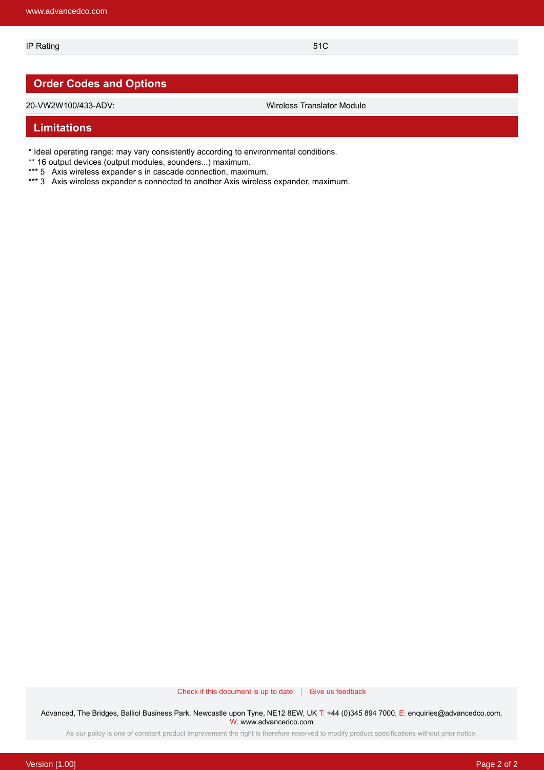| | |
|---|---|
| IP Rating | 51C |

## Order Codes and Options

| | |
|---|---|
| 20-VW2W100/433-ADV: | Wireless Translator Module |

## Limitations

* Ideal operating range: may vary consistently according to environmental conditions.
** 16 output devices (output modules, sounders...) maximum.
*** 5 Axis wireless expander s in cascade connection, maximum.
*** 3 Axis wireless expander s connected to another Axis wireless expander, maximum.

Check if this document is up to date | Give us feedback

Advanced, The Bridges, Balliol Business Park, Newcastle upon Tyne, NE12 8EW, UK T: +44 (0)345 894 7000, E: enquiries@advancedco.com, W: www.advancedco.com

As our policy is one of constant product improvement the right is therefore reserved to modify product specifications without prior notice.

Version [1.00]